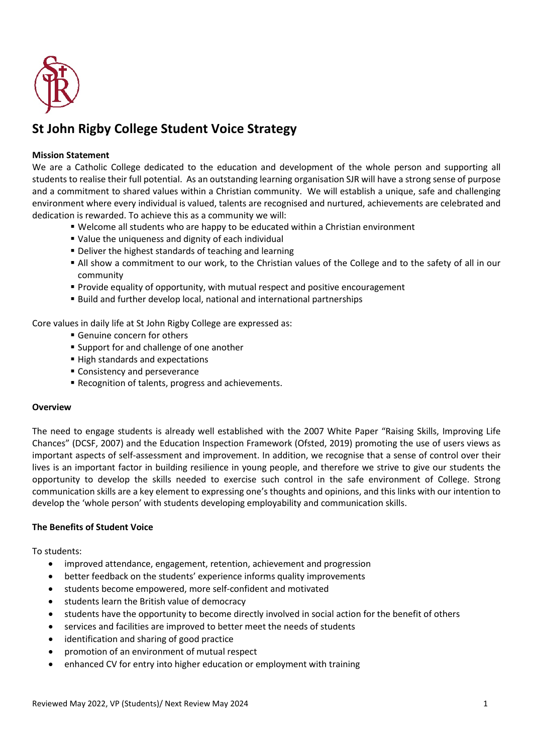# St John Rigby College Student Voice Strategy

**Mission Statement**

We are a Catholic College dedicated to the education and development of the whole person and supporting all students to realise their full potential. As an outstanding learning organisation SJR will have a strong sense of purpose and a commitment to shared values within a Christian community. We will establish a unique, safe and challenging environment where every individual is valued, talents are recognised and nurtured, achievements are celebrated and dedication is rewarded. To achieve this as a community we will:

- Welcome all students who are happy to be educated within a Christian environment
- Value the uniqueness and dignity of each individual
- Deliver the highest standards of teaching and learning
- All show a commitment to our work, to the Christian values of the College and to the safety of all in our community
- Provide equality of opportunity, with mutual respect and positive encouragement
- Build and further develop local, national and international partnerships

Core values in daily life at St John Rigby College are expressed as:

- Genuine concern for others
- Support for and challenge of one another
- High standards and expectations
- Consistency and perseverance
- Recognition of talents, progress and achievements.

**Overview**

The need to engage students is already well established with the 2007 White Paper "Raising Skills, Improving Life Chances" (DCSF, 2007) and the Education Inspection Framework (Ofsted, 2019) promoting the use of users views as important aspects of self-assessment and improvement. In addition, we recognise that a sense of control over their lives is an important factor in building resilience in young people, and therefore we strive to give our students the opportunity to develop the skills needed to exercise such control in the safe environment of College. Strong communication skills are a key element to expressing one's thoughts and opinions, and this links with our intention to develop the 'whole person' with students developing employability and communication skills.

**The Benefits of Student Voice**

To students:

- improved attendance, engagement, retention, achievement and progression
- better feedback on the students' experience informs quality improvements
- students become empowered, more self-confident and motivated
- students learn the British value of democracy
- students have the opportunity to become directly involved in social action for the benefit of others
- services and facilities are improved to better meet the needs of students
- identification and sharing of good practice
- promotion of an environment of mutual respect
- enhanced CV for entry into higher education or employment with training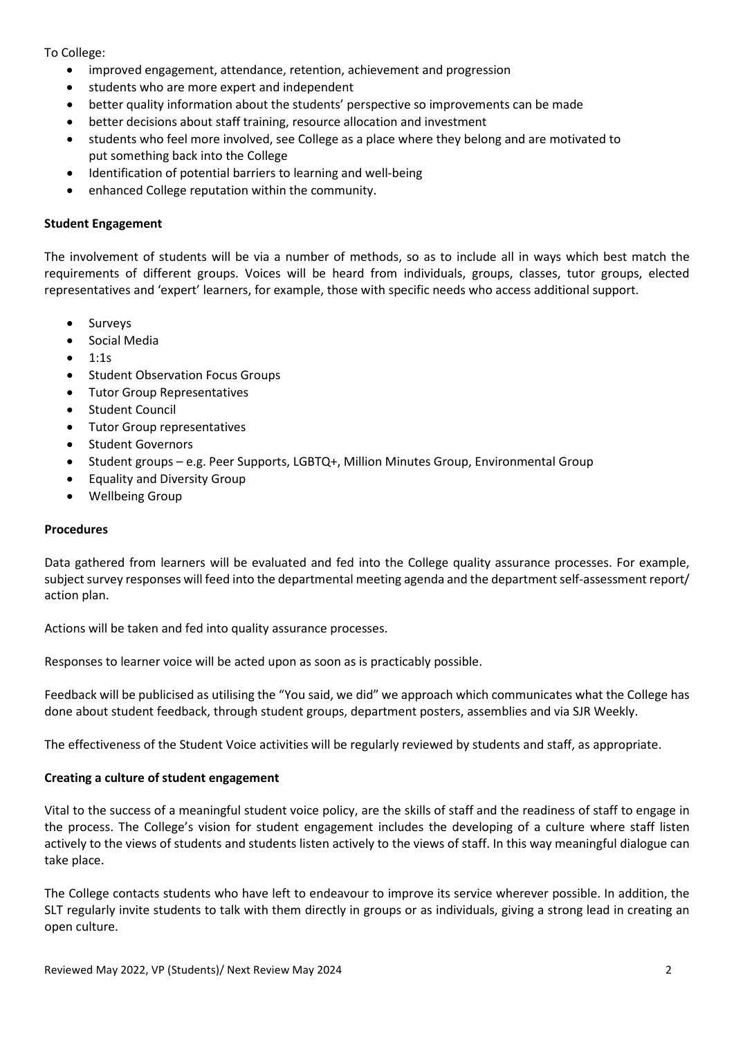To College:

- improved engagement, attendance, retention, achievement and progression
- students who are more expert and independent
- better quality information about the students' perspective so improvements can be made
- better decisions about staff training, resource allocation and investment
- students who feel more involved, see College as a place where they belong and are motivated to put something back into the College
- Identification of potential barriers to learning and well-being
- enhanced College reputation within the community.

**Student Engagement**

The involvement of students will be via a number of methods, so as to include all in ways which best match the requirements of different groups. Voices will be heard from individuals, groups, classes, tutor groups, elected representatives and 'expert' learners, for example, those with specific needs who access additional support.

- Surveys
- Social Media
- 1:1s
- Student Observation Focus Groups
- Tutor Group Representatives
- Student Council
- Tutor Group representatives
- Student Governors
- Student groups – e.g. Peer Supports, LGBTQ+, Million Minutes Group, Environmental Group
- Equality and Diversity Group
- Wellbeing Group

**Procedures**

Data gathered from learners will be evaluated and fed into the College quality assurance processes. For example, subject survey responses will feed into the departmental meeting agenda and the department self-assessment report/ action plan.

Actions will be taken and fed into quality assurance processes.

Responses to learner voice will be acted upon as soon as is practicably possible.

Feedback will be publicised as utilising the "You said, we did" we approach which communicates what the College has done about student feedback, through student groups, department posters, assemblies and via SJR Weekly.

The effectiveness of the Student Voice activities will be regularly reviewed by students and staff, as appropriate.

**Creating a culture of student engagement**

Vital to the success of a meaningful student voice policy, are the skills of staff and the readiness of staff to engage in the process. The College's vision for student engagement includes the developing of a culture where staff listen actively to the views of students and students listen actively to the views of staff. In this way meaningful dialogue can take place.

The College contacts students who have left to endeavour to improve its service wherever possible. In addition, the SLT regularly invite students to talk with them directly in groups or as individuals, giving a strong lead in creating an open culture.

Reviewed May 2022, VP (Students)/ Next Review May 2024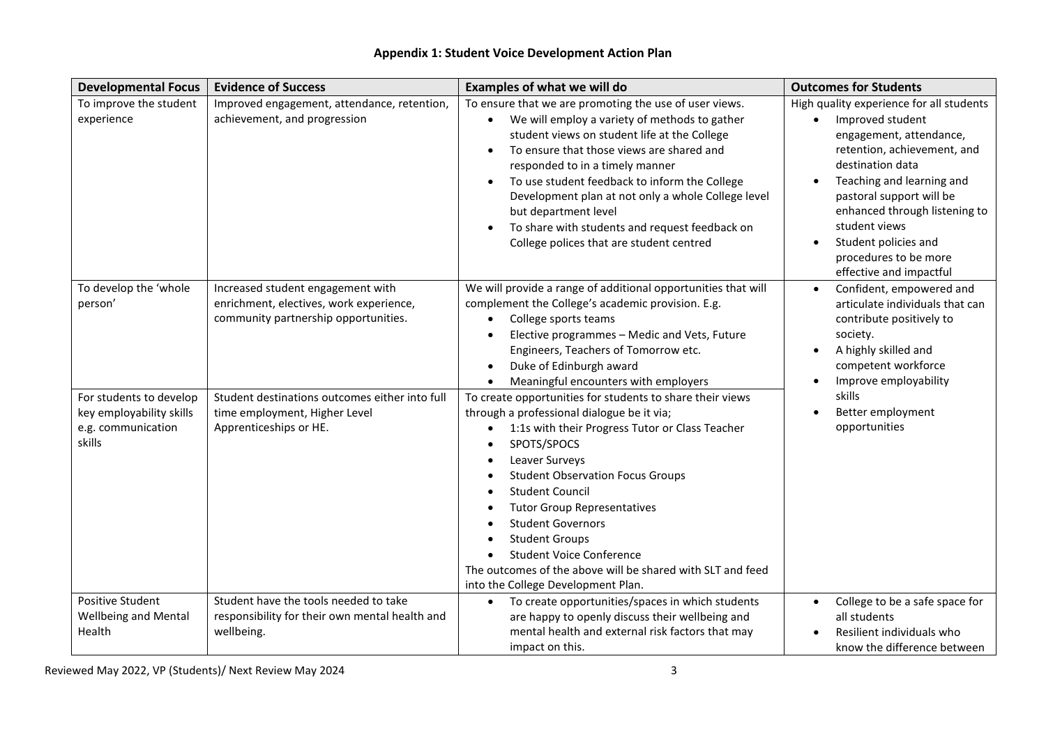**Appendix 1: Student Voice Development Action Plan**

| Developmental Focus | Evidence of Success | Examples of what we will do | Outcomes for Students |
|---|---|---|---|
| To improve the student experience | Improved engagement, attendance, retention, achievement, and progression | To ensure that we are promoting the use of user views.<br>• We will employ a variety of methods to gather student views on student life at the College<br>• To ensure that those views are shared and responded to in a timely manner<br>• To use student feedback to inform the College Development plan at not only a whole College level but department level<br>• To share with students and request feedback on College polices that are student centred | High quality experience for all students<br>• Improved student engagement, attendance, retention, achievement, and destination data<br>• Teaching and learning and pastoral support will be enhanced through listening to student views<br>• Student policies and procedures to be more effective and impactful |
| To develop the 'whole person' | Increased student engagement with enrichment, electives, work experience, community partnership opportunities. | We will provide a range of additional opportunities that will complement the College's academic provision. E.g.<br>• College sports teams<br>• Elective programmes – Medic and Vets, Future Engineers, Teachers of Tomorrow etc.<br>• Duke of Edinburgh award<br>• Meaningful encounters with employers | • Confident, empowered and articulate individuals that can contribute positively to society.<br>• A highly skilled and competent workforce<br>• Improve employability skills<br>• Better employment opportunities |
| For students to develop key employability skills e.g. communication skills | Student destinations outcomes either into full time employment, Higher Level Apprenticeships or HE. | To create opportunities for students to share their views through a professional dialogue be it via;<br>• 1:1s with their Progress Tutor or Class Teacher<br>• SPOTS/SPOCS<br>• Leaver Surveys<br>• Student Observation Focus Groups<br>• Student Council<br>• Tutor Group Representatives<br>• Student Governors<br>• Student Groups<br>• Student Voice Conference<br>The outcomes of the above will be shared with SLT and feed into the College Development Plan. | |
| Positive Student Wellbeing and Mental Health | Student have the tools needed to take responsibility for their own mental health and wellbeing. | • To create opportunities/spaces in which students are happy to openly discuss their wellbeing and mental health and external risk factors that may impact on this. | • College to be a safe space for all students<br>• Resilient individuals who know the difference between |

Reviewed May 2022, VP (Students)/ Next Review May 2024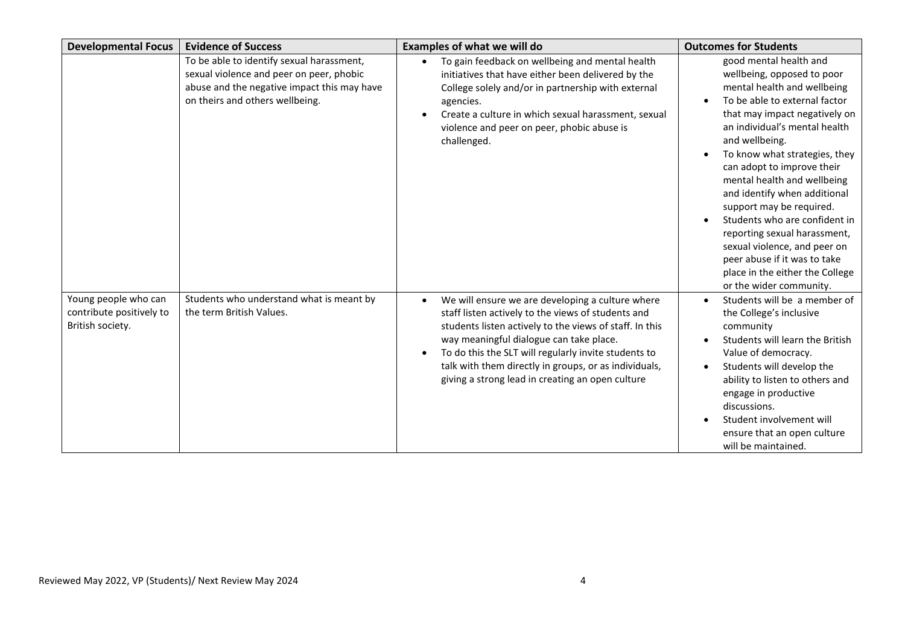| Developmental Focus | Evidence of Success | Examples of what we will do | Outcomes for Students |
|---|---|---|---|
| | To be able to identify sexual harassment, sexual violence and peer on peer, phobic abuse and the negative impact this may have on theirs and others wellbeing. | • To gain feedback on wellbeing and mental health initiatives that have either been delivered by the College solely and/or in partnership with external agencies.<br>• Create a culture in which sexual harassment, sexual violence and peer on peer, phobic abuse is challenged. | good mental health and wellbeing, opposed to poor mental health and wellbeing<br>• To be able to external factor that may impact negatively on an individual's mental health and wellbeing.<br>• To know what strategies, they can adopt to improve their mental health and wellbeing and identify when additional support may be required.<br>• Students who are confident in reporting sexual harassment, sexual violence, and peer on peer abuse if it was to take place in the either the College or the wider community. |
| Young people who can contribute positively to British society. | Students who understand what is meant by the term British Values. | • We will ensure we are developing a culture where staff listen actively to the views of students and students listen actively to the views of staff. In this way meaningful dialogue can take place.<br>• To do this the SLT will regularly invite students to talk with them directly in groups, or as individuals, giving a strong lead in creating an open culture | • Students will be a member of the College's inclusive community<br>• Students will learn the British Value of democracy.<br>• Students will develop the ability to listen to others and engage in productive discussions.<br>• Student involvement will ensure that an open culture will be maintained. |

Reviewed May 2022, VP (Students)/ Next Review May 2024